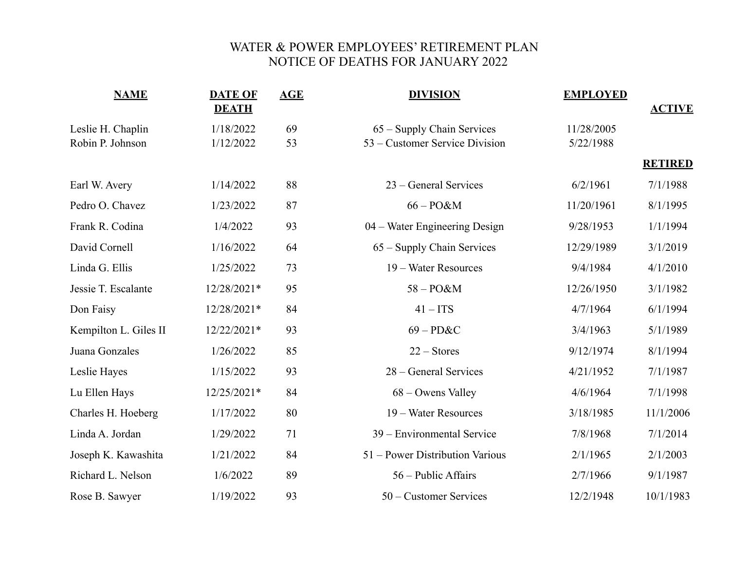# WATER & POWER EMPLOYEES' RETIREMENT PLAN
## NOTICE OF DEATHS FOR JANUARY 2022

| NAME | DATE OF DEATH | AGE | DIVISION | EMPLOYED | ACTIVE |
|---|---|---|---|---|---|
| Leslie H. Chaplin | 1/18/2022 | 69 | 65 – Supply Chain Services | 11/28/2005 | |
| Robin P. Johnson | 1/12/2022 | 53 | 53 – Customer Service Division | 5/22/1988 | |
| | | | | | **RETIRED** |
| Earl W. Avery | 1/14/2022 | 88 | 23 – General Services | 6/2/1961 | 7/1/1988 |
| Pedro O. Chavez | 1/23/2022 | 87 | 66 – PO&M | 11/20/1961 | 8/1/1995 |
| Frank R. Codina | 1/4/2022 | 93 | 04 – Water Engineering Design | 9/28/1953 | 1/1/1994 |
| David Cornell | 1/16/2022 | 64 | 65 – Supply Chain Services | 12/29/1989 | 3/1/2019 |
| Linda G. Ellis | 1/25/2022 | 73 | 19 – Water Resources | 9/4/1984 | 4/1/2010 |
| Jessie T. Escalante | 12/28/2021* | 95 | 58 – PO&M | 12/26/1950 | 3/1/1982 |
| Don Faisy | 12/28/2021* | 84 | 41 – ITS | 4/7/1964 | 6/1/1994 |
| Kempilton L. Giles II | 12/22/2021* | 93 | 69 – PD&C | 3/4/1963 | 5/1/1989 |
| Juana Gonzales | 1/26/2022 | 85 | 22 – Stores | 9/12/1974 | 8/1/1994 |
| Leslie Hayes | 1/15/2022 | 93 | 28 – General Services | 4/21/1952 | 7/1/1987 |
| Lu Ellen Hays | 12/25/2021* | 84 | 68 – Owens Valley | 4/6/1964 | 7/1/1998 |
| Charles H. Hoeberg | 1/17/2022 | 80 | 19 – Water Resources | 3/18/1985 | 11/1/2006 |
| Linda A. Jordan | 1/29/2022 | 71 | 39 – Environmental Service | 7/8/1968 | 7/1/2014 |
| Joseph K. Kawashita | 1/21/2022 | 84 | 51 – Power Distribution Various | 2/1/1965 | 2/1/2003 |
| Richard L. Nelson | 1/6/2022 | 89 | 56 – Public Affairs | 2/7/1966 | 9/1/1987 |
| Rose B. Sawyer | 1/19/2022 | 93 | 50 – Customer Services | 12/2/1948 | 10/1/1983 |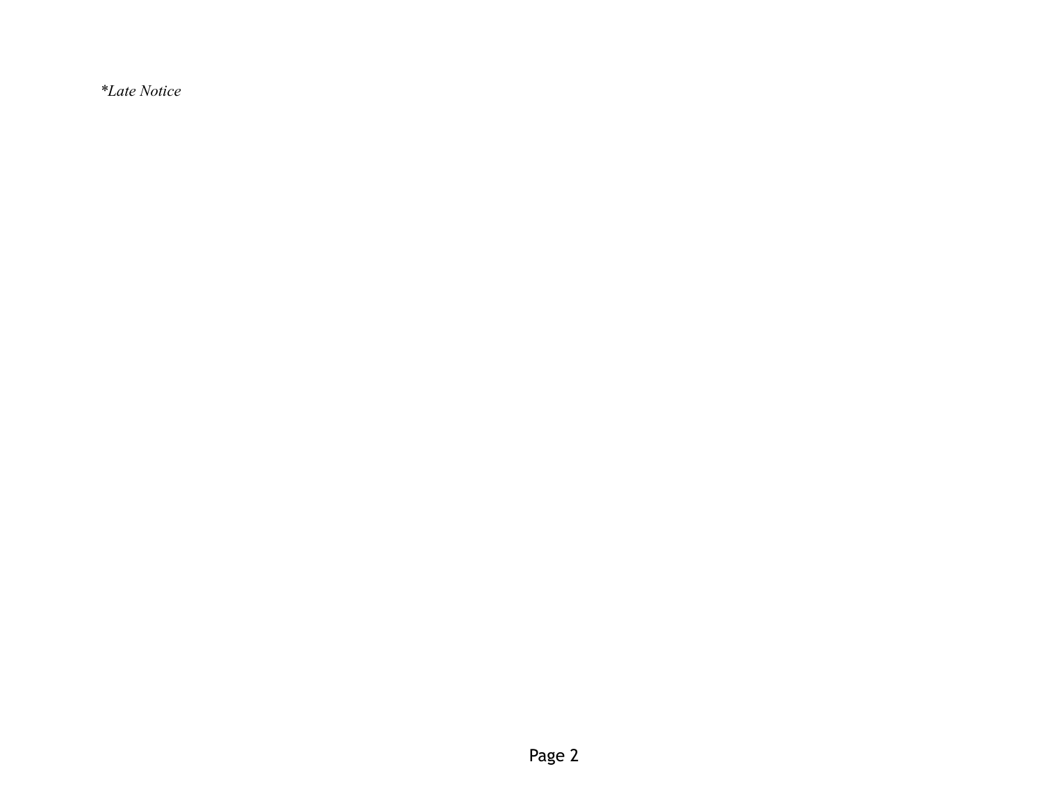**Late Notice*